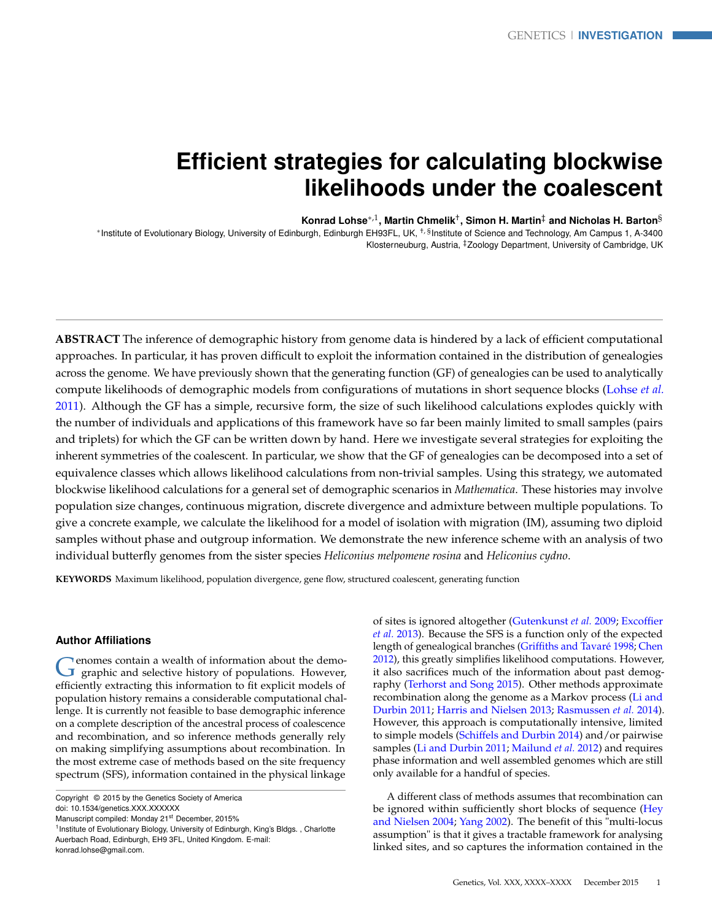# Efficient strategies for calculating blockwise likelihoods under the coalescent

**Konrad Lohse[*,1], Martin Chmelik[†], Simon H. Martin[‡] and Nicholas H. Barton[§]**

[*]Institute of Evolutionary Biology, University of Edinburgh, Edinburgh EH93FL, UK, [†,§]Institute of Science and Technology, Am Campus 1, A-3400 Klosterneuburg, Austria, [‡]Zoology Department, University of Cambridge, UK

**ABSTRACT** The inference of demographic history from genome data is hindered by a lack of efficient computational approaches. In particular, it has proven difficult to exploit the information contained in the distribution of genealogies across the genome. We have previously shown that the generating function (GF) of genealogies can be used to analytically compute likelihoods of demographic models from configurations of mutations in short sequence blocks (Lohse *et al.* 2011). Although the GF has a simple, recursive form, the size of such likelihood calculations explodes quickly with the number of individuals and applications of this framework have so far been mainly limited to small samples (pairs and triplets) for which the GF can be written down by hand. Here we investigate several strategies for exploiting the inherent symmetries of the coalescent. In particular, we show that the GF of genealogies can be decomposed into a set of equivalence classes which allows likelihood calculations from non-trivial samples. Using this strategy, we automated blockwise likelihood calculations for a general set of demographic scenarios in *Mathematica*. These histories may involve population size changes, continuous migration, discrete divergence and admixture between multiple populations. To give a concrete example, we calculate the likelihood for a model of isolation with migration (IM), assuming two diploid samples without phase and outgroup information. We demonstrate the new inference scheme with an analysis of two individual butterfly genomes from the sister species *Heliconius melpomene rosina* and *Heliconius cydno*.

**KEYWORDS** Maximum likelihood, population divergence, gene flow, structured coalescent, generating function

## Author Affiliations

Genomes contain a wealth of information about the demographic and selective history of populations. However, efficiently extracting this information to fit explicit models of population history remains a considerable computational challenge. It is currently not feasible to base demographic inference on a complete description of the ancestral process of coalescence and recombination, and so inference methods generally rely on making simplifying assumptions about recombination. In the most extreme case of methods based on the site frequency spectrum (SFS), information contained in the physical linkage of sites is ignored altogether (Gutenkunst *et al.* 2009; Excoffier *et al.* 2013). Because the SFS is a function only of the expected length of genealogical branches (Griffiths and Tavaré 1998; Chen 2012), this greatly simplifies likelihood computations. However, it also sacrifices much of the information about past demography (Terhorst and Song 2015). Other methods approximate recombination along the genome as a Markov process (Li and Durbin 2011; Harris and Nielsen 2013; Rasmussen *et al.* 2014). However, this approach is computationally intensive, limited to simple models (Schiffels and Durbin 2014) and/or pairwise samples (Li and Durbin 2011; Mailund *et al.* 2012) and requires phase information and well assembled genomes which are still only available for a handful of species.

A different class of methods assumes that recombination can be ignored within sufficiently short blocks of sequence (Hey and Nielsen 2004; Yang 2002). The benefit of this "multi-locus assumption" is that it gives a tractable framework for analysing linked sites, and so captures the information contained in the

Copyright © 2015 by the Genetics Society of America
doi: 10.1534/genetics.XXX.XXXXXX
Manuscript compiled: Monday 21st December, 2015%
[1]Institute of Evolutionary Biology, University of Edinburgh, King's Bldgs. , Charlotte Auerbach Road, Edinburgh, EH9 3FL, United Kingdom. E-mail: konrad.lohse@gmail.com.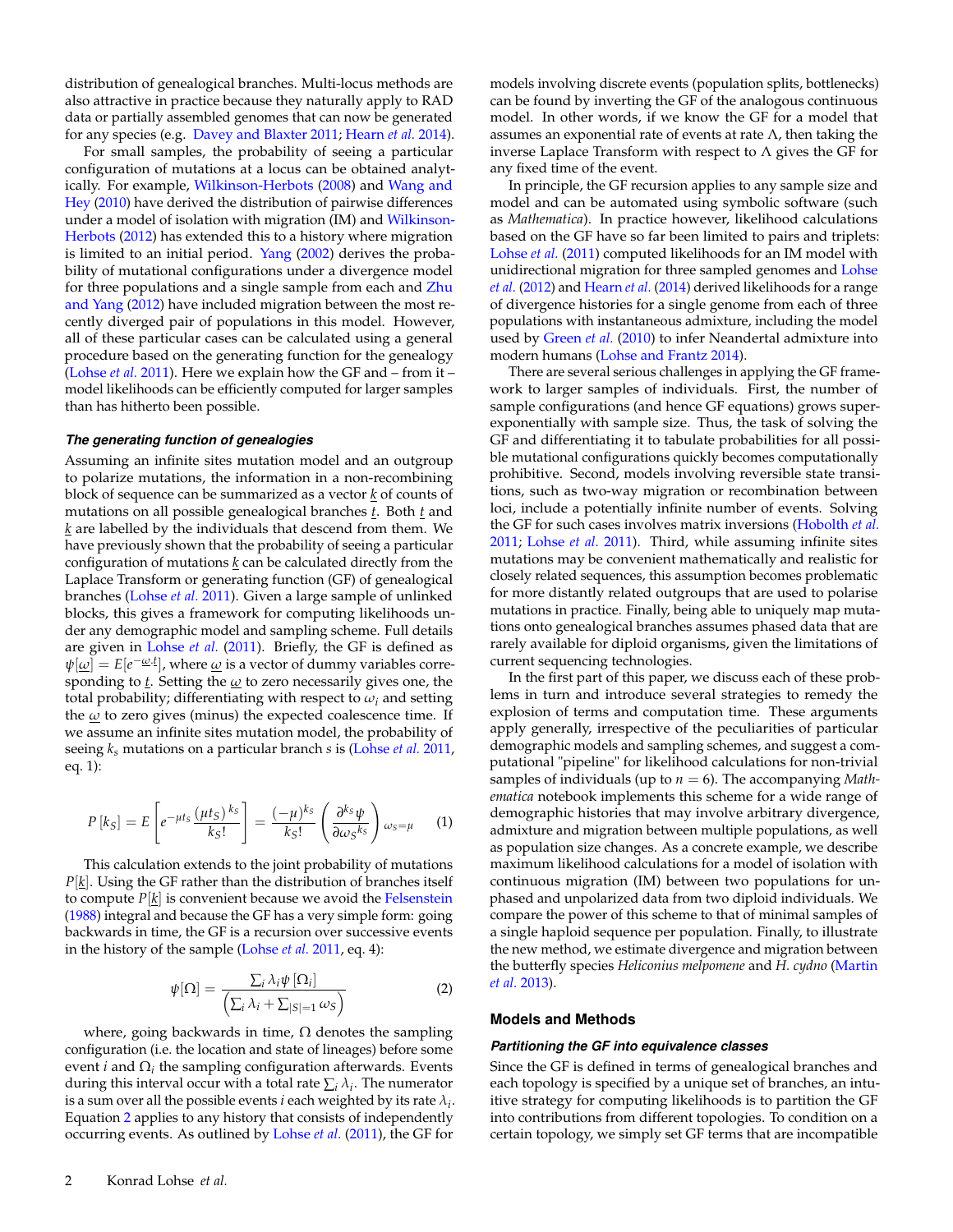distribution of genealogical branches. Multi-locus methods are also attractive in practice because they naturally apply to RAD data or partially assembled genomes that can now be generated for any species (e.g. Davey and Blaxter 2011; Hearn *et al.* 2014).

For small samples, the probability of seeing a particular configuration of mutations at a locus can be obtained analytically. For example, Wilkinson-Herbots (2008) and Wang and Hey (2010) have derived the distribution of pairwise differences under a model of isolation with migration (IM) and Wilkinson-Herbots (2012) has extended this to a history where migration is limited to an initial period. Yang (2002) derives the probability of mutational configurations under a divergence model for three populations and a single sample from each and Zhu and Yang (2012) have included migration between the most recently diverged pair of populations in this model. However, all of these particular cases can be calculated using a general procedure based on the generating function for the genealogy (Lohse *et al.* 2011). Here we explain how the GF and – from it – model likelihoods can be efficiently computed for larger samples than has hitherto been possible.

### *The generating function of genealogies*

Assuming an infinite sites mutation model and an outgroup to polarize mutations, the information in a non-recombining block of sequence can be summarized as a vector $\underline{k}$ of counts of mutations on all possible genealogical branches $\underline{t}$. Both $\underline{t}$ and $\underline{k}$ are labelled by the individuals that descend from them. We have previously shown that the probability of seeing a particular configuration of mutations $\underline{k}$ can be calculated directly from the Laplace Transform or generating function (GF) of genealogical branches (Lohse *et al.* 2011). Given a large sample of unlinked blocks, this gives a framework for computing likelihoods under any demographic model and sampling scheme. Full details are given in Lohse *et al.* (2011). Briefly, the GF is defined as $\psi[\underline{\omega}] = E[e^{-\underline{\omega}.\underline{t}}]$, where $\underline{\omega}$ is a vector of dummy variables corresponding to $\underline{t}$. Setting the $\underline{\omega}$ to zero necessarily gives one, the total probability; differentiating with respect to $\omega_i$ and setting the $\underline{\omega}$ to zero gives (minus) the expected coalescence time. If we assume an infinite sites mutation model, the probability of seeing $k_s$ mutations on a particular branch $s$ is (Lohse *et al.* 2011, eq. 1):

$$P\left[k_S\right] = E\left[e^{-\mu t_S}\frac{(\mu t_S)^{k_S}}{k_S!}\right] = \frac{(-\mu)^{k_S}}{k_S!}\left(\frac{\partial^{k_S}\psi}{\partial\omega_S{}^{k_S}}\right)_{\omega_S=\mu} \tag{1}$$

This calculation extends to the joint probability of mutations $P[\underline{k}]$. Using the GF rather than the distribution of branches itself to compute $P[\underline{k}]$ is convenient because we avoid the Felsenstein (1988) integral and because the GF has a very simple form: going backwards in time, the GF is a recursion over successive events in the history of the sample (Lohse *et al.* 2011, eq. 4):

$$\psi[\Omega] = \frac{\sum_i \lambda_i \psi\left[\Omega_i\right]}{\left(\sum_i \lambda_i + \sum_{|S|=1}\omega_S\right)} \tag{2}$$

where, going backwards in time, $\Omega$ denotes the sampling configuration (i.e. the location and state of lineages) before some event $i$ and $\Omega_i$ the sampling configuration afterwards. Events during this interval occur with a total rate $\sum_i \lambda_i$. The numerator is a sum over all the possible events $i$ each weighted by its rate $\lambda_i$. Equation 2 applies to any history that consists of independently occurring events. As outlined by Lohse *et al.* (2011), the GF for models involving discrete events (population splits, bottlenecks) can be found by inverting the GF of the analogous continuous model. In other words, if we know the GF for a model that assumes an exponential rate of events at rate $\Lambda$, then taking the inverse Laplace Transform with respect to $\Lambda$ gives the GF for any fixed time of the event.

In principle, the GF recursion applies to any sample size and model and can be automated using symbolic software (such as *Mathematica*). In practice however, likelihood calculations based on the GF have so far been limited to pairs and triplets: Lohse *et al.* (2011) computed likelihoods for an IM model with unidirectional migration for three sampled genomes and Lohse *et al.* (2012) and Hearn *et al.* (2014) derived likelihoods for a range of divergence histories for a single genome from each of three populations with instantaneous admixture, including the model used by Green *et al.* (2010) to infer Neandertal admixture into modern humans (Lohse and Frantz 2014).

There are several serious challenges in applying the GF framework to larger samples of individuals. First, the number of sample configurations (and hence GF equations) grows super-exponentially with sample size. Thus, the task of solving the GF and differentiating it to tabulate probabilities for all possible mutational configurations quickly becomes computationally prohibitive. Second, models involving reversible state transitions, such as two-way migration or recombination between loci, include a potentially infinite number of events. Solving the GF for such cases involves matrix inversions (Hobolth *et al.* 2011; Lohse *et al.* 2011). Third, while assuming infinite sites mutations may be convenient mathematically and realistic for closely related sequences, this assumption becomes problematic for more distantly related outgroups that are used to polarise mutations in practice. Finally, being able to uniquely map mutations onto genealogical branches assumes phased data that are rarely available for diploid organisms, given the limitations of current sequencing technologies.

In the first part of this paper, we discuss each of these problems in turn and introduce several strategies to remedy the explosion of terms and computation time. These arguments apply generally, irrespective of the peculiarities of particular demographic models and sampling schemes, and suggest a computational "pipeline" for likelihood calculations for non-trivial samples of individuals (up to $n = 6$). The accompanying *Mathematica* notebook implements this scheme for a wide range of demographic histories that may involve arbitrary divergence, admixture and migration between multiple populations, as well as population size changes. As a concrete example, we describe maximum likelihood calculations for a model of isolation with continuous migration (IM) between two populations for unphased and unpolarized data from two diploid individuals. We compare the power of this scheme to that of minimal samples of a single haploid sequence per population. Finally, to illustrate the new method, we estimate divergence and migration between the butterfly species *Heliconius melpomene* and *H. cydno* (Martin *et al.* 2013).

## Models and Methods

### *Partitioning the GF into equivalence classes*

Since the GF is defined in terms of genealogical branches and each topology is specified by a unique set of branches, an intuitive strategy for computing likelihoods is to partition the GF into contributions from different topologies. To condition on a certain topology, we simply set GF terms that are incompatible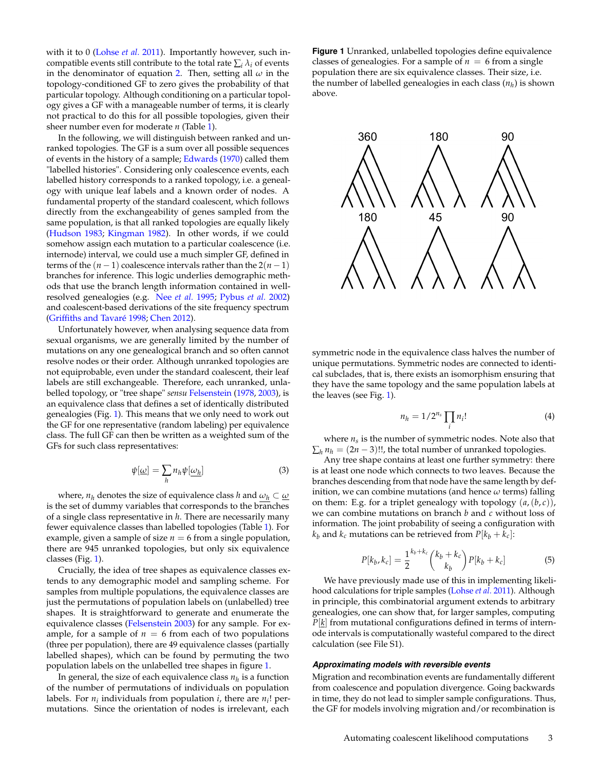with it to 0 (Lohse *et al.* 2011). Importantly however, such incompatible events still contribute to the total rate $\sum_i \lambda_i$ of events in the denominator of equation 2. Then, setting all $\omega$ in the topology-conditioned GF to zero gives the probability of that particular topology. Although conditioning on a particular topology gives a GF with a manageable number of terms, it is clearly not practical to do this for all possible topologies, given their sheer number even for moderate $n$ (Table 1).

In the following, we will distinguish between ranked and unranked topologies. The GF is a sum over all possible sequences of events in the history of a sample; Edwards (1970) called them "labelled histories". Considering only coalescence events, each labelled history corresponds to a ranked topology, i.e. a genealogy with unique leaf labels and a known order of nodes. A fundamental property of the standard coalescent, which follows directly from the exchangeability of genes sampled from the same population, is that all ranked topologies are equally likely (Hudson 1983; Kingman 1982). In other words, if we could somehow assign each mutation to a particular coalescence (i.e. internode) interval, we could use a much simpler GF, defined in terms of the $(n-1)$ coalescence intervals rather than the $2(n-1)$ branches for inference. This logic underlies demographic methods that use the branch length information contained in well-resolved genealogies (e.g. Nee *et al.* 1995; Pybus *et al.* 2002) and coalescent-based derivations of the site frequency spectrum (Griffiths and Tavaré 1998; Chen 2012).

Unfortunately however, when analysing sequence data from sexual organisms, we are generally limited by the number of mutations on any one genealogical branch and so often cannot resolve nodes or their order. Although unranked topologies are not equiprobable, even under the standard coalescent, their leaf labels are still exchangeable. Therefore, each unranked, unlabelled topology, or "tree shape" *sensu* Felsenstein (1978, 2003), is an equivalence class that defines a set of identically distributed genealogies (Fig. 1). This means that we only need to work out the GF for one representative (random labeling) per equivalence class. The full GF can then be written as a weighted sum of the GFs for such class representatives:

$$\psi[\underline{\omega}] = \sum_h n_h \psi[\underline{\omega_h}] \tag{3}$$

where, $n_h$ denotes the size of equivalence class $h$ and $\underline{\omega_h} \subset \underline{\omega}$ is the set of dummy variables that corresponds to the branches of a single class representative in $h$. There are necessarily many fewer equivalence classes than labelled topologies (Table 1). For example, given a sample of size $n = 6$ from a single population, there are 945 unranked topologies, but only six equivalence classes (Fig. 1).

Crucially, the idea of tree shapes as equivalence classes extends to any demographic model and sampling scheme. For samples from multiple populations, the equivalence classes are just the permutations of population labels on (unlabelled) tree shapes. It is straightforward to generate and enumerate the equivalence classes (Felsenstein 2003) for any sample. For example, for a sample of $n = 6$ from each of two populations (three per population), there are 49 equivalence classes (partially labelled shapes), which can be found by permuting the two population labels on the unlabelled tree shapes in figure 1.

In general, the size of each equivalence class $n_h$ is a function of the number of permutations of individuals on population labels. For $n_i$ individuals from population $i$, there are $n_i!$ permutations. Since the orientation of nodes is irrelevant, each symmetric node in the equivalence class halves the number of unique permutations. Symmetric nodes are connected to identical subclades, that is, there exists an isomorphism ensuring that they have the same topology and the same population labels at the leaves (see Fig. 1).

**Figure 1** Unranked, unlabelled topologies define equivalence classes of genealogies. For a sample of $n = 6$ from a single population there are six equivalence classes. Their size, i.e. the number of labelled genealogies in each class ($n_h$) is shown above.

$$n_h = 1/2^{n_s} \prod_i n_i! \tag{4}$$

where $n_s$ is the number of symmetric nodes. Note also that $\sum_h n_h = (2n-3)!!$, the total number of unranked topologies.

Any tree shape contains at least one further symmetry: there is at least one node which connects to two leaves. Because the branches descending from that node have the same length by definition, we can combine mutations (and hence $\omega$ terms) falling on them: E.g. for a triplet genealogy with topology $(a,(b,c))$, we can combine mutations on branch $b$ and $c$ without loss of information. The joint probability of seeing a configuration with $k_b$ and $k_c$ mutations can be retrieved from $P[k_b + k_c]$:

$$P[k_b, k_c] = \frac{1}{2}^{k_b+k_c} \binom{k_b+k_c}{k_b} P[k_b + k_c] \tag{5}$$

We have previously made use of this in implementing likelihood calculations for triple samples (Lohse *et al.* 2011). Although in principle, this combinatorial argument extends to arbitrary genealogies, one can show that, for larger samples, computing $P[\underline{k}]$ from mutational configurations defined in terms of internode intervals is computationally wasteful compared to the direct calculation (see File S1).

### Approximating models with reversible events

Migration and recombination events are fundamentally different from coalescence and population divergence. Going backwards in time, they do not lead to simpler sample configurations. Thus, the GF for models involving migration and/or recombination is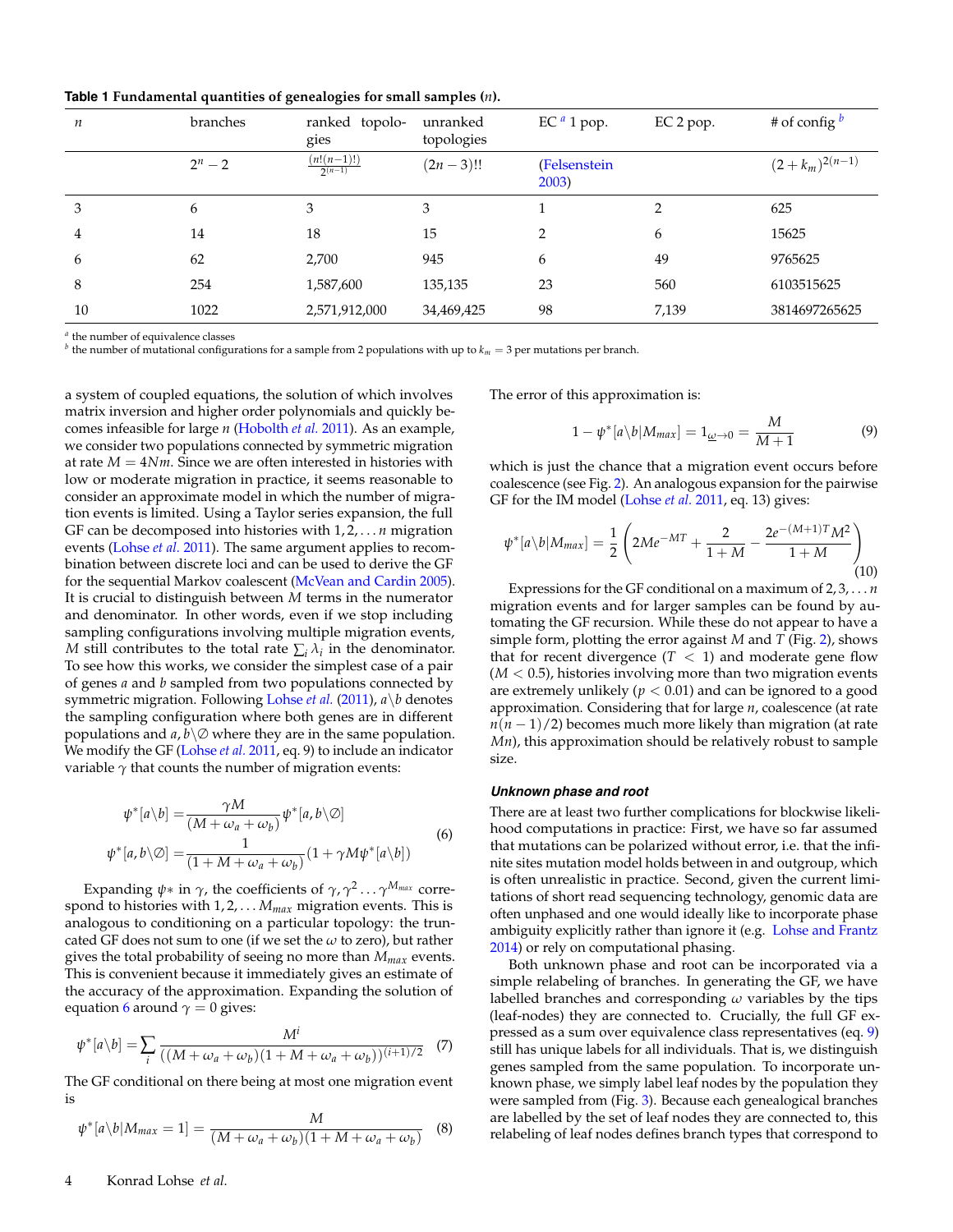**Table 1 Fundamental quantities of genealogies for small samples ($n$).**

| $n$ | branches | ranked topologies | unranked topologies | EC [a] 1 pop. | EC 2 pop. | # of config [b] |
|---|---|---|---|---|---|---|
| | $2^n - 2$ | $\frac{(n!(n-1)!)}{2^{(n-1)}}$ | $(2n-3)!!$ | (Felsenstein 2003) | | $(2+k_m)^{2(n-1)}$ |
| 3 | 6 | 3 | 3 | 1 | 2 | 625 |
| 4 | 14 | 18 | 15 | 2 | 6 | 15625 |
| 6 | 62 | 2,700 | 945 | 6 | 49 | 9765625 |
| 8 | 254 | 1,587,600 | 135,135 | 23 | 560 | 6103515625 |
| 10 | 1022 | 2,571,912,000 | 34,469,425 | 98 | 7,139 | 3814697265625 |

[a] the number of equivalence classes
[b] the number of mutational configurations for a sample from 2 populations with up to $k_m = 3$ per mutations per branch.

a system of coupled equations, the solution of which involves matrix inversion and higher order polynomials and quickly becomes infeasible for large $n$ (Hobolth *et al.* 2011). As an example, we consider two populations connected by symmetric migration at rate $M = 4Nm$. Since we are often interested in histories with low or moderate migration in practice, it seems reasonable to consider an approximate model in which the number of migration events is limited. Using a Taylor series expansion, the full GF can be decomposed into histories with $1, 2, \ldots n$ migration events (Lohse *et al.* 2011). The same argument applies to recombination between discrete loci and can be used to derive the GF for the sequential Markov coalescent (McVean and Cardin 2005). It is crucial to distinguish between $M$ terms in the numerator and denominator. In other words, even if we stop including sampling configurations involving multiple migration events, $M$ still contributes to the total rate $\sum_i \lambda_i$ in the denominator. To see how this works, we consider the simplest case of a pair of genes $a$ and $b$ sampled from two populations connected by symmetric migration. Following Lohse *et al.* (2011), $a \backslash b$ denotes the sampling configuration where both genes are in different populations and $a, b \backslash \emptyset$ where they are in the same population. We modify the GF (Lohse *et al.* 2011, eq. 9) to include an indicator variable $\gamma$ that counts the number of migration events:

$$
\begin{aligned}
\psi^*[a\backslash b] &= \frac{\gamma M}{(M + \omega_a + \omega_b)} \psi^*[a, b\backslash\emptyset] \\
\psi^*[a, b\backslash\emptyset] &= \frac{1}{(1 + M + \omega_a + \omega_b)} (1 + \gamma M \psi^*[a\backslash b])
\end{aligned}
\tag{6}
$$

Expanding $\psi*$ in $\gamma$, the coefficients of $\gamma, \gamma^2 \ldots \gamma^{M_{max}}$ correspond to histories with $1, 2, \ldots M_{max}$ migration events. This is analogous to conditioning on a particular topology: the truncated GF does not sum to one (if we set the $\omega$ to zero), but rather gives the total probability of seeing no more than $M_{max}$ events. This is convenient because it immediately gives an estimate of the accuracy of the approximation. Expanding the solution of equation 6 around $\gamma = 0$ gives:

$$
\psi^*[a\backslash b] = \sum_i \frac{M^i}{((M + \omega_a + \omega_b)(1 + M + \omega_a + \omega_b))^{(i+1)/2}} \tag{7}
$$

The GF conditional on there being at most one migration event is

$$
\psi^*[a\backslash b | M_{max} = 1] = \frac{M}{(M + \omega_a + \omega_b)(1 + M + \omega_a + \omega_b)} \tag{8}
$$

The error of this approximation is:

$$
1 - \psi^*[a\backslash b | M_{max}] = 1_{\underline{\omega} \to 0} = \frac{M}{M+1} \tag{9}
$$

which is just the chance that a migration event occurs before coalescence (see Fig. 2). An analogous expansion for the pairwise GF for the IM model (Lohse *et al.* 2011, eq. 13) gives:

$$
\psi^*[a\backslash b | M_{max}] = \frac{1}{2}\left(2Me^{-MT} + \frac{2}{1+M} - \frac{2e^{-(M+1)T} M^2}{1+M}\right) \tag{10}
$$

Expressions for the GF conditional on a maximum of $2, 3, \ldots n$ migration events and for larger samples can be found by automating the GF recursion. While these do not appear to have a simple form, plotting the error against $M$ and $T$ (Fig. 2), shows that for recent divergence ($T < 1$) and moderate gene flow ($M < 0.5$), histories involving more than two migration events are extremely unlikely ($p < 0.01$) and can be ignored to a good approximation. Considering that for large $n$, coalescence (at rate $n(n-1)/2$) becomes much more likely than migration (at rate $Mn$), this approximation should be relatively robust to sample size.

#### *Unknown phase and root*

There are at least two further complications for blockwise likelihood computations in practice: First, we have so far assumed that mutations can be polarized without error, i.e. that the infinite sites mutation model holds between in and outgroup, which is often unrealistic in practice. Second, given the current limitations of short read sequencing technology, genomic data are often unphased and one would ideally like to incorporate phase ambiguity explicitly rather than ignore it (e.g. Lohse and Frantz 2014) or rely on computational phasing.

Both unknown phase and root can be incorporated via a simple relabeling of branches. In generating the GF, we have labelled branches and corresponding $\omega$ variables by the tips (leaf-nodes) they are connected to. Crucially, the full GF expressed as a sum over equivalence class representatives (eq. 9) still has unique labels for all individuals. That is, we distinguish genes sampled from the same population. To incorporate unknown phase, we simply label leaf nodes by the population they were sampled from (Fig. 3). Because each genealogical branches are labelled by the set of leaf nodes they are connected to, this relabeling of leaf nodes defines branch types that correspond to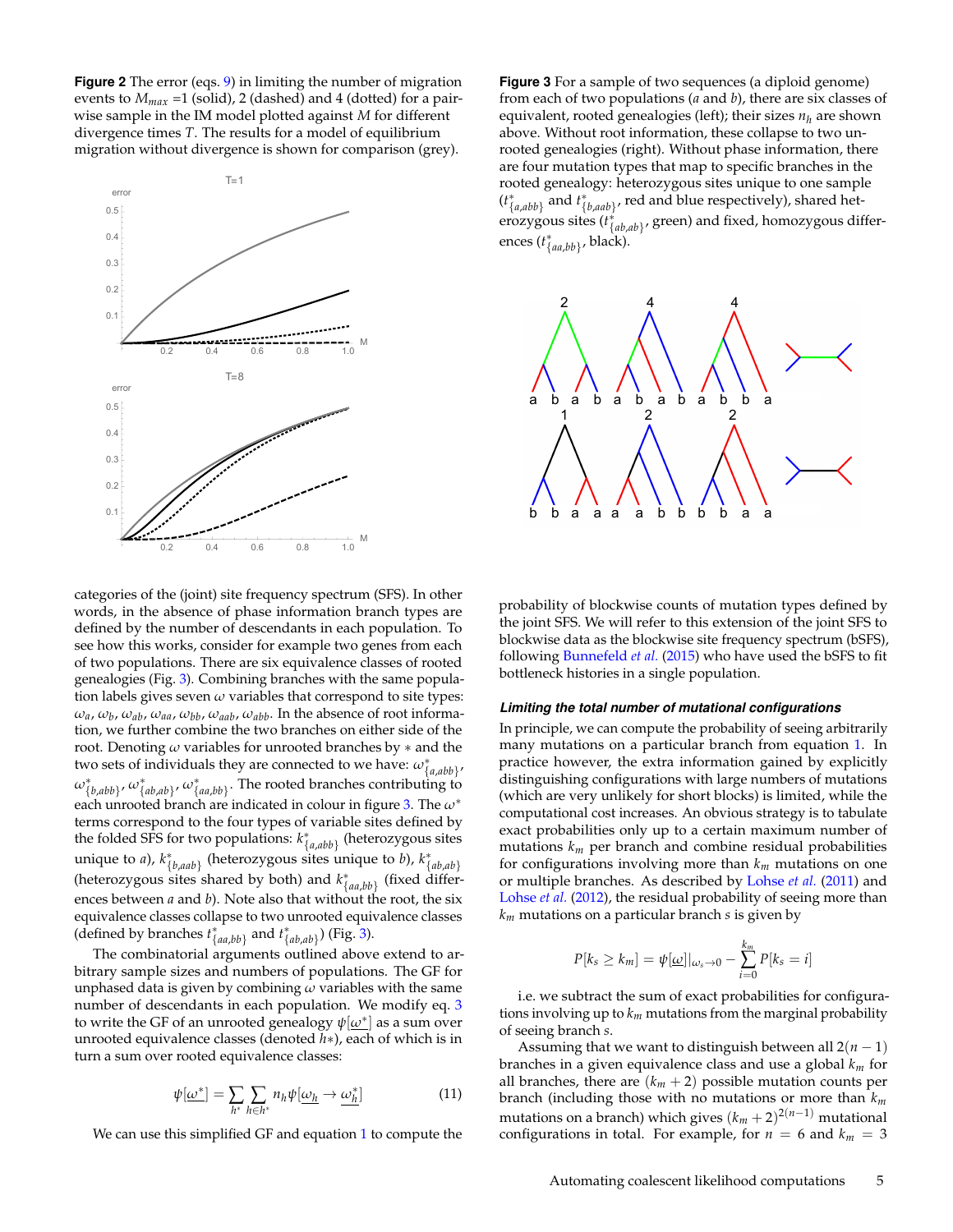**Figure 2** The error (eqs. 9) in limiting the number of migration events to $M_{max}$ =1 (solid), 2 (dashed) and 4 (dotted) for a pairwise sample in the IM model plotted against $M$ for different divergence times $T$. The results for a model of equilibrium migration without divergence is shown for comparison (grey).

T=1

error

0.5
0.4
0.3
0.2
0.1

0.2 0.4 0.6 0.8 1.0 M

T=8

error

0.5
0.4
0.3
0.2
0.1

0.2 0.4 0.6 0.8 1.0 M

**Figure 3** For a sample of two sequences (a diploid genome) from each of two populations ($a$ and $b$), there are six classes of equivalent, rooted genealogies (left); their sizes $n_h$ are shown above. Without root information, these collapse to two unrooted genealogies (right). Without phase information, there are four mutation types that map to specific branches in the rooted genealogy: heterozygous sites unique to one sample ($t^*_{\{a,abb\}}$ and $t^*_{\{b,aab\}}$, red and blue respectively), shared heterozygous sites ($t^*_{\{ab,ab\}}$, green) and fixed, homozygous differences ($t^*_{\{aa,bb\}}$, black).

2 4 4

a b a b a b a b a b b a

1 2 2

b b a a a a b b b b a a

categories of the (joint) site frequency spectrum (SFS). In other words, in the absence of phase information branch types are defined by the number of descendants in each population. To see how this works, consider for example two genes from each of two populations. There are six equivalence classes of rooted genealogies (Fig. 3). Combining branches with the same population labels gives seven $\omega$ variables that correspond to site types: $\omega_a$, $\omega_b$, $\omega_{ab}$, $\omega_{aa}$, $\omega_{bb}$, $\omega_{aab}$, $\omega_{abb}$. In the absence of root information, we further combine the two branches on either side of the root. Denoting $\omega$ variables for unrooted branches by $*$ and the two sets of individuals they are connected to we have: $\omega^*_{\{a,abb\}}$, $\omega^*_{\{b,abb\}}$, $\omega^*_{\{ab,ab\}}$, $\omega^*_{\{aa,bb\}}$. The rooted branches contributing to each unrooted branch are indicated in colour in figure 3. The $\omega^*$ terms correspond to the four types of variable sites defined by the folded SFS for two populations: $k^*_{\{a,abb\}}$ (heterozygous sites unique to $a$), $k^*_{\{b,aab\}}$ (heterozygous sites unique to $b$), $k^*_{\{ab,ab\}}$ (heterozygous sites shared by both) and $k^*_{\{aa,bb\}}$ (fixed differences between $a$ and $b$). Note also that without the root, the six equivalence classes collapse to two unrooted equivalence classes (defined by branches $t^*_{\{aa,bb\}}$ and $t^*_{\{ab,ab\}}$) (Fig. 3).

The combinatorial arguments outlined above extend to arbitrary sample sizes and numbers of populations. The GF for unphased data is given by combining $\omega$ variables with the same number of descendants in each population. We modify eq. 3 to write the GF of an unrooted genealogy $\psi[\underline{\omega^*}]$ as a sum over unrooted equivalence classes (denoted $h*$), each of which is in turn a sum over rooted equivalence classes:

$$\psi[\underline{\omega^*}] = \sum_{h^*} \sum_{h \in h^*} n_h \psi[\underline{\omega_h} \rightarrow \underline{\omega_h^*}] \tag{11}$$

We can use this simplified GF and equation 1 to compute the probability of blockwise counts of mutation types defined by the joint SFS. We will refer to this extension of the joint SFS to blockwise data as the blockwise site frequency spectrum (bSFS), following Bunnefeld *et al.* (2015) who have used the bSFS to fit bottleneck histories in a single population.

### *Limiting the total number of mutational configurations*

In principle, we can compute the probability of seeing arbitrarily many mutations on a particular branch from equation 1. In practice however, the extra information gained by explicitly distinguishing configurations with large numbers of mutations (which are very unlikely for short blocks) is limited, while the computational cost increases. An obvious strategy is to tabulate exact probabilities only up to a certain maximum number of mutations $k_m$ per branch and combine residual probabilities for configurations involving more than $k_m$ mutations on one or multiple branches. As described by Lohse *et al.* (2011) and Lohse *et al.* (2012), the residual probability of seeing more than $k_m$ mutations on a particular branch $s$ is given by

$$P[k_s \geq k_m] = \psi[\underline{\omega}]|_{\omega_s \to 0} - \sum_{i=0}^{k_m} P[k_s = i]$$

i.e. we subtract the sum of exact probabilities for configurations involving up to $k_m$ mutations from the marginal probability of seeing branch $s$.

Assuming that we want to distinguish between all $2(n-1)$ branches in a given equivalence class and use a global $k_m$ for all branches, there are $(k_m + 2)$ possible mutation counts per branch (including those with no mutations or more than $k_m$ mutations on a branch) which gives $(k_m + 2)^{2(n-1)}$ mutational configurations in total. For example, for $n = 6$ and $k_m = 3$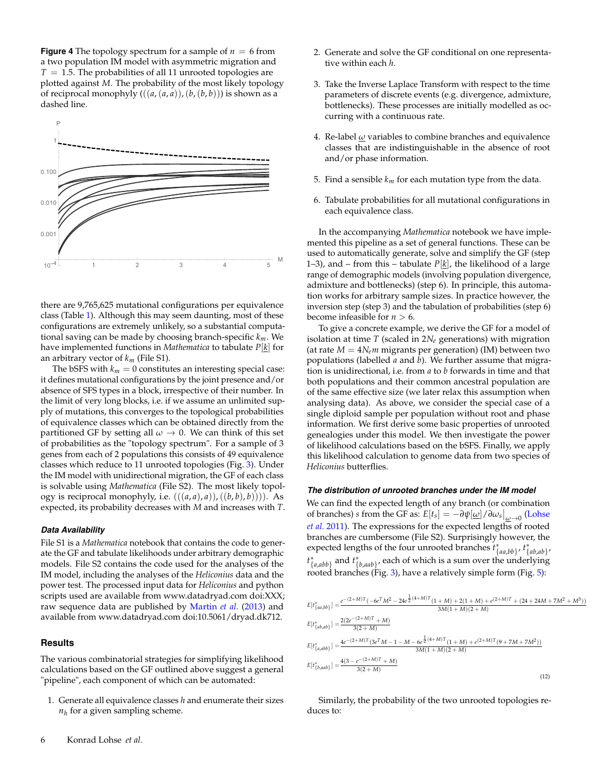**Figure 4** The topology spectrum for a sample of $n = 6$ from a two population IM model with asymmetric migration and $T = 1.5$. The probabilities of all 11 unrooted topologies are plotted against $M$. The probability of the most likely topology of reciprocal monophyly $(((a,(a,a)),(b,(b,b)))$ is shown as a dashed line.

P
1
0.100
0.010
0.001
$10^{-4}$
1 2 3 4 5
M

there are 9,765,625 mutational configurations per equivalence class (Table 1). Although this may seem daunting, most of these configurations are extremely unlikely, so a substantial computational saving can be made by choosing branch-specific $k_m$. We have implemented functions in *Mathematica* to tabulate $P[\underline{k}]$ for an arbitrary vector of $k_m$ (File S1).

The bSFS with $k_m = 0$ constitutes an interesting special case: it defines mutational configurations by the joint presence and/or absence of SFS types in a block, irrespective of their number. In the limit of very long blocks, i.e. if we assume an unlimited supply of mutations, this converges to the topological probabilities of equivalence classes which can be obtained directly from the partitioned GF by setting all $\omega \to 0$. We can think of this set of probabilities as the "topology spectrum". For a sample of 3 genes from each of 2 populations this consists of 49 equivalence classes which reduce to 11 unrooted topologies (Fig. 3). Under the IM model with unidirectional migration, the GF of each class is solvable using *Mathematica* (File S2). The most likely topology is reciprocal monophyly, i.e. $(((a,a),a)),((b,b),b))))$. As expected, its probability decreases with $M$ and increases with $T$.

#### Data Availability

File S1 is a *Mathematica* notebook that contains the code to generate the GF and tabulate likelihoods under arbitrary demographic models. File S2 contains the code used for the analyses of the IM model, including the analyses of the *Heliconius* data and the power test. The processed input data for *Heliconius* and python scripts used are available from www.datadryad.com doi:XXX; raw sequence data are published by Martin *et al.* (2013) and available from www.datadryad.com doi:10.5061/dryad.dk712.

## Results

The various combinatorial strategies for simplifying likelihood calculations based on the GF outlined above suggest a general "pipeline", each component of which can be automated:

1. Generate all equivalence classes $h$ and enumerate their sizes $n_h$ for a given sampling scheme.
2. Generate and solve the GF conditional on one representative within each $h$.
3. Take the Inverse Laplace Transform with respect to the time parameters of discrete events (e.g. divergence, admixture, bottlenecks). These processes are initially modelled as occurring with a continuous rate.
4. Re-label $\underline{\omega}$ variables to combine branches and equivalence classes that are indistinguishable in the absence of root and/or phase information.
5. Find a sensible $k_m$ for each mutation type from the data.
6. Tabulate probabilities for all mutational configurations in each equivalence class.

In the accompanying *Mathematica* notebook we have implemented this pipeline as a set of general functions. These can be used to automatically generate, solve and simplify the GF (step 1–3), and – from this – tabulate $P[\underline{k}]$, the likelihood of a large range of demographic models (involving population divergence, admixture and bottlenecks) (step 6). In principle, this automation works for arbitrary sample sizes. In practice however, the inversion step (step 3) and the tabulation of probabilities (step 6) become infeasible for $n > 6$.

To give a concrete example, we derive the GF for a model of isolation at time $T$ (scaled in $2N_e$ generations) with migration (at rate $M = 4N_e m$ migrants per generation) (IM) between two populations (labelled $a$ and $b$). We further assume that migration is unidirectional, i.e. from $a$ to $b$ forwards in time and that both populations and their common ancestral population are of the same effective size (we later relax this assumption when analysing data). As above, we consider the special case of a single diploid sample per population without root and phase information. We first derive some basic properties of unrooted genealogies under this model. We then investigate the power of likelihood calculations based on the bSFS. Finally, we apply this likelihood calculation to genome data from two species of *Heliconius* butterflies.

#### The distribution of unrooted branches under the IM model

We can find the expected length of any branch (or combination of branches) $s$ from the GF as: $E[t_s] = -\partial\psi[\underline{\omega}]/\partial\omega_s\big|_{\underline{\omega}\to 0}$ (Lohse *et al.* 2011). The expressions for the expected lengths of rooted branches are cumbersome (File S2). Surprisingly however, the expected lengths of the four unrooted branches $t^*_{\{aa,bb\}}$, $t^*_{\{ab,ab\}}$, $t^*_{\{a,abb\}}$ and $t^*_{\{b,aab\}}$, each of which is a sum over the underlying rooted branches (Fig. 3), have a relatively simple form (Fig. 5):

$$
\begin{aligned}
E[t^*_{\{aa,bb\}}] &= \frac{e^{-(2+M)T}(-6e^{T}M^2 - 24e^{\frac{1}{2}(4+M)T}(1+M) + 2(1+M) + e^{(2+M)T} + (24+24M+7M^2+M^3))}{3M(1+M)(2+M)} \\
E[t^*_{\{ab,ab\}}] &= \frac{2(2e^{-(2+M)T}+M)}{3(2+M)} \\
E[t^*_{\{a,abb\}}] &= \frac{4e^{-(2+M)T}(3e^{T}M - 1 - M - 6e^{\frac{1}{2}(4+M)T}(1+M) + e^{(2+M)T}(9+7M+7M^2))}{3M(1+M)(2+M)} \\
E[t^*_{\{b,aab\}}] &= \frac{4(3-e^{-(2+M)T}+M)}{3(2+M)}
\end{aligned}
\tag{12}
$$

Similarly, the probability of the two unrooted topologies reduces to: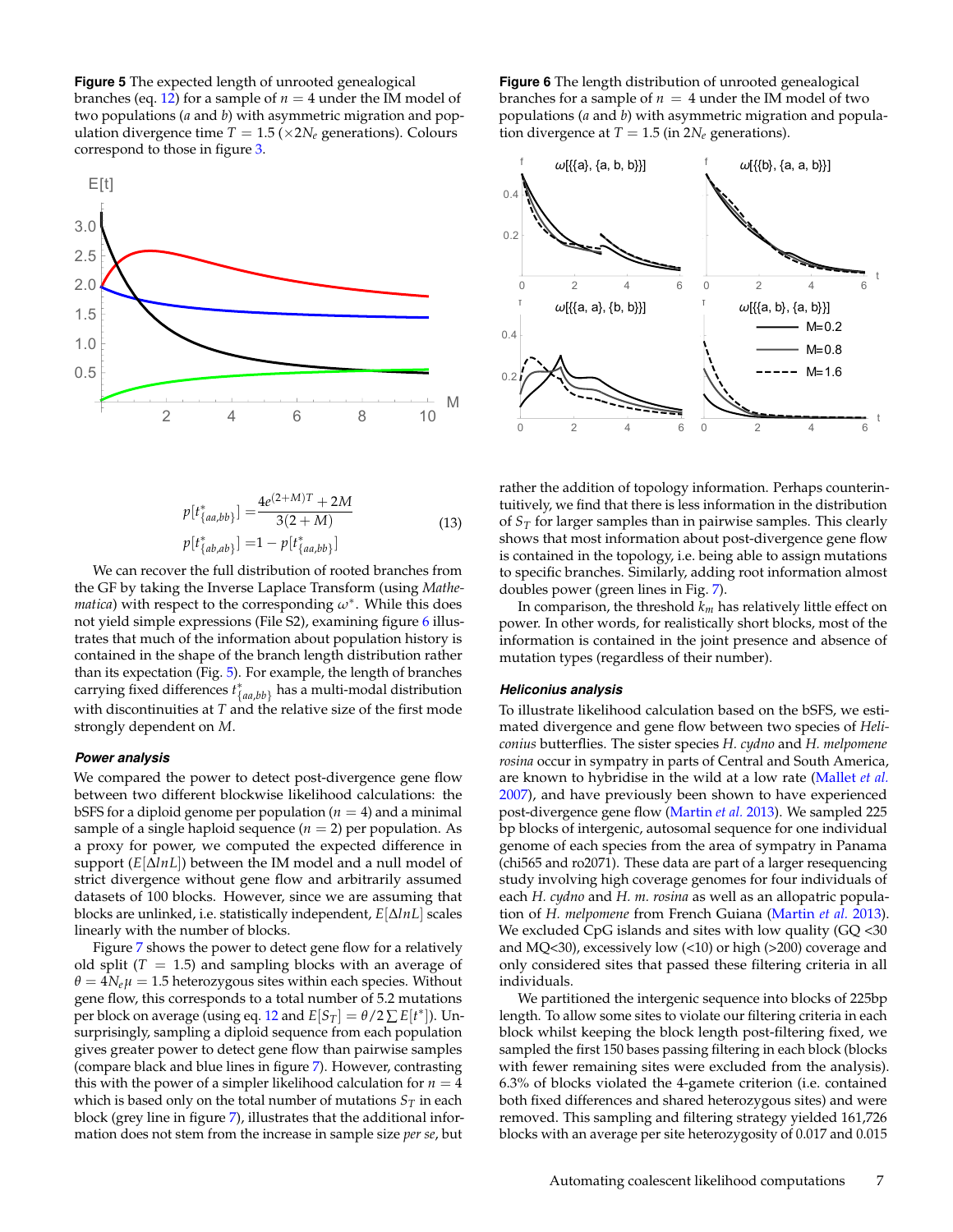**Figure 5** The expected length of unrooted genealogical branches (eq. 12) for a sample of $n = 4$ under the IM model of two populations ($a$ and $b$) with asymmetric migration and population divergence time $T = 1.5$ ($\times 2N_e$ generations). Colours correspond to those in figure 3.

E[t]

3.0
2.5
2.0
1.5
1.0
0.5

2 4 6 8 10

M

**Figure 6** The length distribution of unrooted genealogical branches for a sample of $n = 4$ under the IM model of two populations ($a$ and $b$) with asymmetric migration and population divergence at $T = 1.5$ (in $2N_e$ generations).

ω[{{a}, {a, b, b}}]

ω[{{b}, {a, a, b}}]

ω[{{a, a}, {b, b}}]

ω[{{a, b}, {a, b}}]

f

t

0.4
0.2

0 2 4 6

M=0.2
M=0.8
M=1.6

$$
\begin{aligned}
p[t^*_{\{aa,bb\}}] &= \frac{4e^{(2+M)T} + 2M}{3(2+M)} \\
p[t^*_{\{ab,ab\}}] &= 1 - p[t^*_{\{aa,bb\}}]
\end{aligned}
\tag{13}
$$

We can recover the full distribution of rooted branches from the GF by taking the Inverse Laplace Transform (using *Mathematica*) with respect to the corresponding $\omega^*$. While this does not yield simple expressions (File S2), examining figure 6 illustrates that much of the information about population history is contained in the shape of the branch length distribution rather than its expectation (Fig. 5). For example, the length of branches carrying fixed differences $t^*_{\{aa,bb\}}$ has a multi-modal distribution with discontinuities at $T$ and the relative size of the first mode strongly dependent on $M$.

#### *Power analysis*

We compared the power to detect post-divergence gene flow between two different blockwise likelihood calculations: the bSFS for a diploid genome per population ($n = 4$) and a minimal sample of a single haploid sequence ($n = 2$) per population. As a proxy for power, we computed the expected difference in support ($E[\Delta lnL]$) between the IM model and a null model of strict divergence without gene flow and arbitrarily assumed datasets of 100 blocks. However, since we are assuming that blocks are unlinked, i.e. statistically independent, $E[\Delta lnL]$ scales linearly with the number of blocks.

Figure 7 shows the power to detect gene flow for a relatively old split ($T = 1.5$) and sampling blocks with an average of $\theta = 4N_e\mu = 1.5$ heterozygous sites within each species. Without gene flow, this corresponds to a total number of 5.2 mutations per block on average (using eq. 12 and $E[S_T] = \theta/2 \sum E[t^*]$). Unsurprisingly, sampling a diploid sequence from each population gives greater power to detect gene flow than pairwise samples (compare black and blue lines in figure 7). However, contrasting this with the power of a simpler likelihood calculation for $n = 4$ which is based only on the total number of mutations $S_T$ in each block (grey line in figure 7), illustrates that the additional information does not stem from the increase in sample size *per se*, but rather the addition of topology information. Perhaps counterintuitively, we find that there is less information in the distribution of $S_T$ for larger samples than in pairwise samples. This clearly shows that most information about post-divergence gene flow is contained in the topology, i.e. being able to assign mutations to specific branches. Similarly, adding root information almost doubles power (green lines in Fig. 7).

In comparison, the threshold $k_m$ has relatively little effect on power. In other words, for realistically short blocks, most of the information is contained in the joint presence and absence of mutation types (regardless of their number).

#### *Heliconius analysis*

To illustrate likelihood calculation based on the bSFS, we estimated divergence and gene flow between two species of *Heliconius* butterflies. The sister species *H. cydno* and *H. melpomene rosina* occur in sympatry in parts of Central and South America, are known to hybridise in the wild at a low rate (Mallet *et al.* 2007), and have previously been shown to have experienced post-divergence gene flow (Martin *et al.* 2013). We sampled 225 bp blocks of intergenic, autosomal sequence for one individual genome of each species from the area of sympatry in Panama (chi565 and ro2071). These data are part of a larger resequencing study involving high coverage genomes for four individuals of each *H. cydno* and *H. m. rosina* as well as an allopatric population of *H. melpomene* from French Guiana (Martin *et al.* 2013). We excluded CpG islands and sites with low quality (GQ <30 and MQ<30), excessively low (<10) or high (>200) coverage and only considered sites that passed these filtering criteria in all individuals.

We partitioned the intergenic sequence into blocks of 225bp length. To allow some sites to violate our filtering criteria in each block whilst keeping the block length post-filtering fixed, we sampled the first 150 bases passing filtering in each block (blocks with fewer remaining sites were excluded from the analysis). 6.3% of blocks violated the 4-gamete criterion (i.e. contained both fixed differences and shared heterozygous sites) and were removed. This sampling and filtering strategy yielded 161,726 blocks with an average per site heterozygosity of 0.017 and 0.015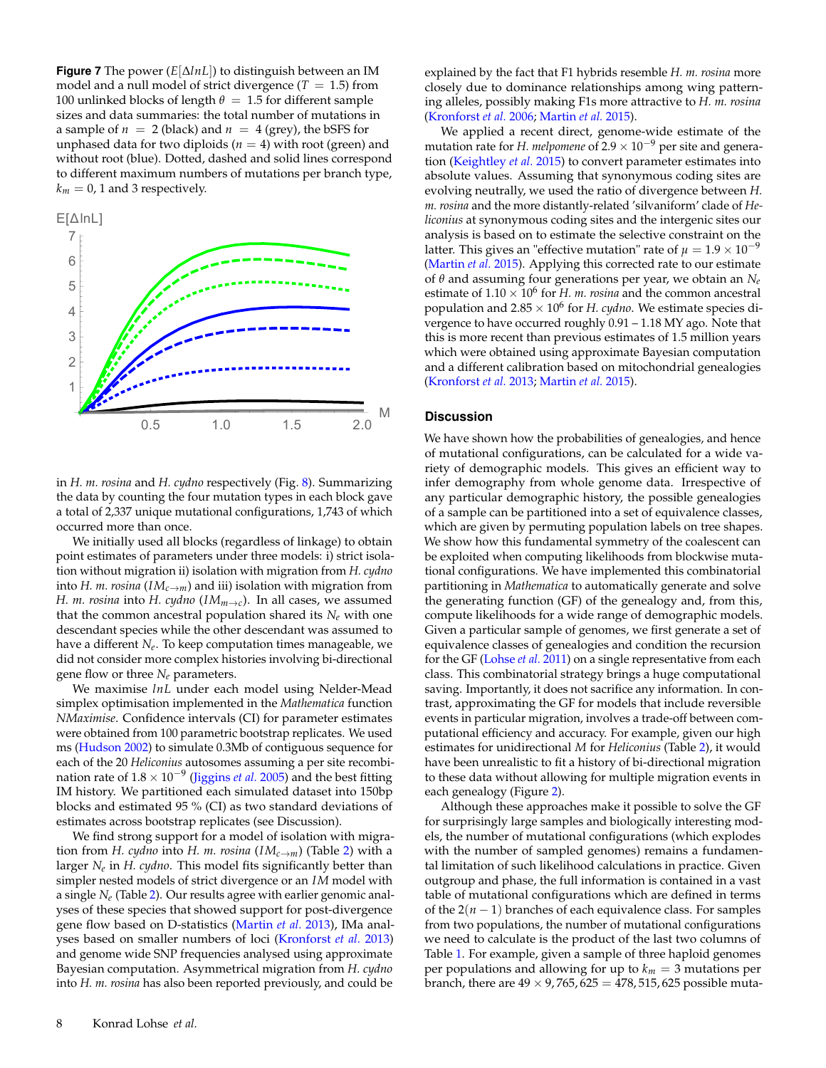**Figure 7** The power ($E[\Delta lnL]$) to distinguish between an IM model and a null model of strict divergence ($T = 1.5$) from 100 unlinked blocks of length $\theta = 1.5$ for different sample sizes and data summaries: the total number of mutations in a sample of $n = 2$ (black) and $n = 4$ (grey), the bSFS for unphased data for two diploids ($n = 4$) with root (green) and without root (blue). Dotted, dashed and solid lines correspond to different maximum numbers of mutations per branch type, $k_m = 0$, 1 and 3 respectively.

E[ΔlnL]
7
6
5
4
3
2
1
M
0.5
1.0
1.5
2.0

in *H. m. rosina* and *H. cydno* respectively (Fig. 8). Summarizing the data by counting the four mutation types in each block gave a total of 2,337 unique mutational configurations, 1,743 of which occurred more than once.

We initially used all blocks (regardless of linkage) to obtain point estimates of parameters under three models: i) strict isolation without migration ii) isolation with migration from *H. cydno* into *H. m. rosina* ($IM_{c \to m}$) and iii) isolation with migration from *H. m. rosina* into *H. cydno* ($IM_{m \to c}$). In all cases, we assumed that the common ancestral population shared its $N_e$ with one descendant species while the other descendant was assumed to have a different $N_e$. To keep computation times manageable, we did not consider more complex histories involving bi-directional gene flow or three $N_e$ parameters.

We maximise $lnL$ under each model using Nelder-Mead simplex optimisation implemented in the *Mathematica* function *NMaximise*. Confidence intervals (CI) for parameter estimates were obtained from 100 parametric bootstrap replicates. We used ms (Hudson 2002) to simulate 0.3Mb of contiguous sequence for each of the 20 *Heliconius* autosomes assuming a per site recombination rate of $1.8 \times 10^{-9}$ (Jiggins *et al.* 2005) and the best fitting IM history. We partitioned each simulated dataset into 150bp blocks and estimated 95 % (CI) as two standard deviations of estimates across bootstrap replicates (see Discussion).

We find strong support for a model of isolation with migration from *H. cydno* into *H. m. rosina* ($IM_{c \to m}$) (Table 2) with a larger $N_e$ in *H. cydno*. This model fits significantly better than simpler nested models of strict divergence or an *IM* model with a single $N_e$ (Table 2). Our results agree with earlier genomic analyses of these species that showed support for post-divergence gene flow based on D-statistics (Martin *et al.* 2013), IMa analyses based on smaller numbers of loci (Kronforst *et al.* 2013) and genome wide SNP frequencies analysed using approximate Bayesian computation. Asymmetrical migration from *H. cydno* into *H. m. rosina* has also been reported previously, and could be explained by the fact that F1 hybrids resemble *H. m. rosina* more closely due to dominance relationships among wing patterning alleles, possibly making F1s more attractive to *H. m. rosina* (Kronforst *et al.* 2006; Martin *et al.* 2015).

We applied a recent direct, genome-wide estimate of the mutation rate for *H. melpomene* of $2.9 \times 10^{-9}$ per site and generation (Keightley *et al.* 2015) to convert parameter estimates into absolute values. Assuming that synonymous coding sites are evolving neutrally, we used the ratio of divergence between *H. m. rosina* and the more distantly-related 'silvaniform' clade of *Heliconius* at synonymous coding sites and the intergenic sites our analysis is based on to estimate the selective constraint on the latter. This gives an "effective mutation" rate of $\mu = 1.9 \times 10^{-9}$ (Martin *et al.* 2015). Applying this corrected rate to our estimate of $\theta$ and assuming four generations per year, we obtain an $N_e$ estimate of $1.10 \times 10^6$ for *H. m. rosina* and the common ancestral population and $2.85 \times 10^6$ for *H. cydno*. We estimate species divergence to have occurred roughly 0.91 – 1.18 MY ago. Note that this is more recent than previous estimates of 1.5 million years which were obtained using approximate Bayesian computation and a different calibration based on mitochondrial genealogies (Kronforst *et al.* 2013; Martin *et al.* 2015).

## Discussion

We have shown how the probabilities of genealogies, and hence of mutational configurations, can be calculated for a wide variety of demographic models. This gives an efficient way to infer demography from whole genome data. Irrespective of any particular demographic history, the possible genealogies of a sample can be partitioned into a set of equivalence classes, which are given by permuting population labels on tree shapes. We show how this fundamental symmetry of the coalescent can be exploited when computing likelihoods from blockwise mutational configurations. We have implemented this combinatorial partitioning in *Mathematica* to automatically generate and solve the generating function (GF) of the genealogy and, from this, compute likelihoods for a wide range of demographic models. Given a particular sample of genomes, we first generate a set of equivalence classes of genealogies and condition the recursion for the GF (Lohse *et al.* 2011) on a single representative from each class. This combinatorial strategy brings a huge computational saving. Importantly, it does not sacrifice any information. In contrast, approximating the GF for models that include reversible events in particular migration, involves a trade-off between computational efficiency and accuracy. For example, given our high estimates for unidirectional $M$ for *Heliconius* (Table 2), it would have been unrealistic to fit a history of bi-directional migration to these data without allowing for multiple migration events in each genealogy (Figure 2).

Although these approaches make it possible to solve the GF for surprisingly large samples and biologically interesting models, the number of mutational configurations (which explodes with the number of sampled genomes) remains a fundamental limitation of such likelihood calculations in practice. Given outgroup and phase, the full information is contained in a vast table of mutational configurations which are defined in terms of the $2(n-1)$ branches of each equivalence class. For samples from two populations, the number of mutational configurations we need to calculate is the product of the last two columns of Table 1. For example, given a sample of three haploid genomes per populations and allowing for up to $k_m = 3$ mutations per branch, there are $49 \times 9,765,625 = 478,515,625$ possible muta-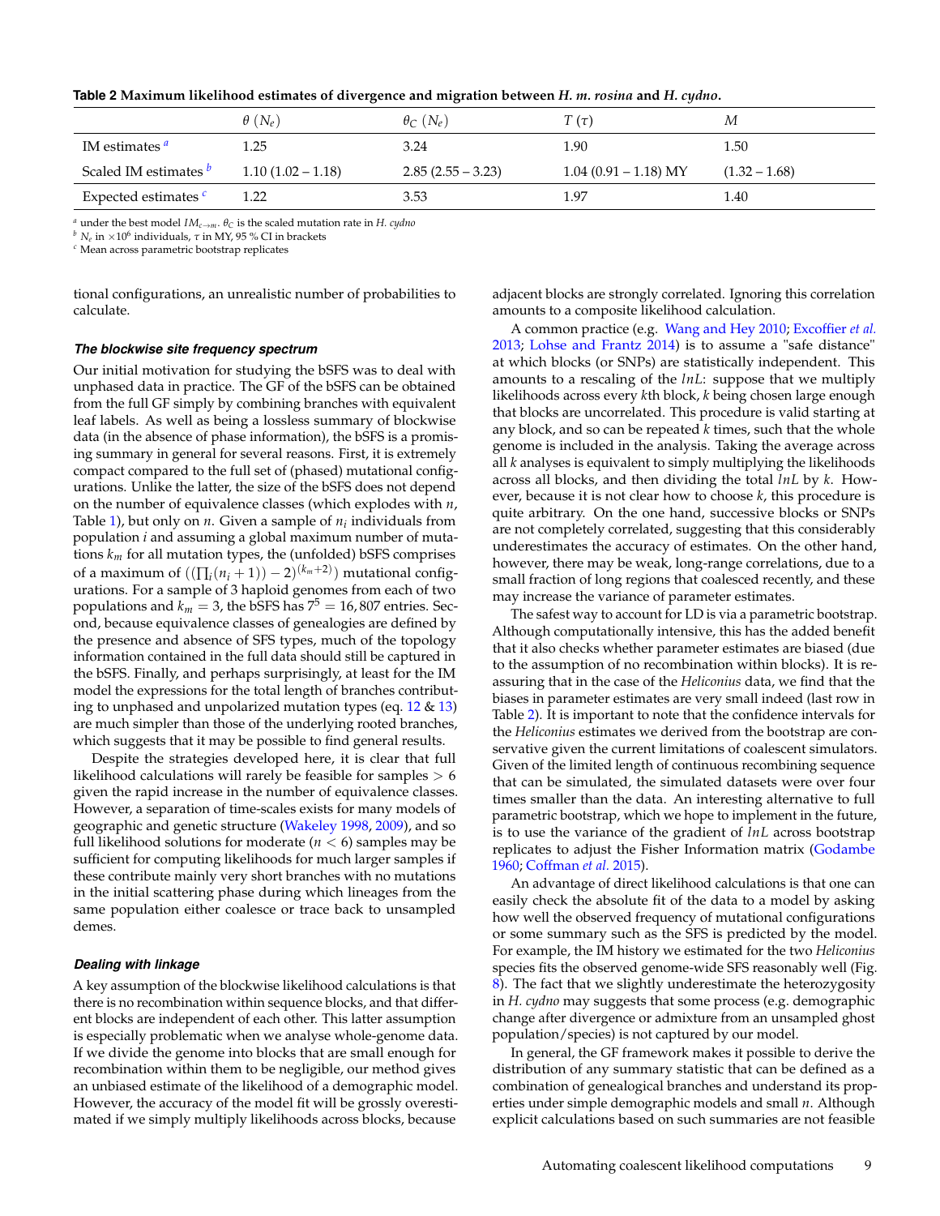**Table 2 Maximum likelihood estimates of divergence and migration between *H. m. rosina* and *H. cydno*.**

| | $\theta$ ($N_e$) | $\theta_C$ ($N_e$) | $T$ ($\tau$) | $M$ |
|---|---|---|---|---|
| IM estimates [a] | 1.25 | 3.24 | 1.90 | 1.50 |
| Scaled IM estimates [b] | 1.10 (1.02 – 1.18) | 2.85 (2.55 – 3.23) | 1.04 (0.91 – 1.18) MY | (1.32 – 1.68) |
| Expected estimates [c] | 1.22 | 3.53 | 1.97 | 1.40 |

[a] under the best model $IM_{c\rightarrow m}$. $\theta_C$ is the scaled mutation rate in *H. cydno*
[b] $N_e$ in $\times 10^6$ individuals, $\tau$ in MY, 95 % CI in brackets
[c] Mean across parametric bootstrap replicates

tional configurations, an unrealistic number of probabilities to calculate.

### *The blockwise site frequency spectrum*

Our initial motivation for studying the bSFS was to deal with unphased data in practice. The GF of the bSFS can be obtained from the full GF simply by combining branches with equivalent leaf labels. As well as being a lossless summary of blockwise data (in the absence of phase information), the bSFS is a promising summary in general for several reasons. First, it is extremely compact compared to the full set of (phased) mutational configurations. Unlike the latter, the size of the bSFS does not depend on the number of equivalence classes (which explodes with $n$, Table 1), but only on $n$. Given a sample of $n_i$ individuals from population $i$ and assuming a global maximum number of mutations $k_m$ for all mutation types, the (unfolded) bSFS comprises of a maximum of $((\prod_i(n_i+1))-2)^{(k_m+2)}$ mutational configurations. For a sample of 3 haploid genomes from each of two populations and $k_m = 3$, the bSFS has $7^5 = 16,807$ entries. Second, because equivalence classes of genealogies are defined by the presence and absence of SFS types, much of the topology information contained in the full data should still be captured in the bSFS. Finally, and perhaps surprisingly, at least for the IM model the expressions for the total length of branches contributing to unphased and unpolarized mutation types (eq. 12 & 13) are much simpler than those of the underlying rooted branches, which suggests that it may be possible to find general results.

Despite the strategies developed here, it is clear that full likelihood calculations will rarely be feasible for samples $> 6$ given the rapid increase in the number of equivalence classes. However, a separation of time-scales exists for many models of geographic and genetic structure (Wakeley 1998, 2009), and so full likelihood solutions for moderate ($n < 6$) samples may be sufficient for computing likelihoods for much larger samples if these contribute mainly very short branches with no mutations in the initial scattering phase during which lineages from the same population either coalesce or trace back to unsampled demes.

### *Dealing with linkage*

A key assumption of the blockwise likelihood calculations is that there is no recombination within sequence blocks, and that different blocks are independent of each other. This latter assumption is especially problematic when we analyse whole-genome data. If we divide the genome into blocks that are small enough for recombination within them to be negligible, our method gives an unbiased estimate of the likelihood of a demographic model. However, the accuracy of the model fit will be grossly overestimated if we simply multiply likelihoods across blocks, because adjacent blocks are strongly correlated. Ignoring this correlation amounts to a composite likelihood calculation.

A common practice (e.g. Wang and Hey 2010; Excoffier *et al.* 2013; Lohse and Frantz 2014) is to assume a "safe distance" at which blocks (or SNPs) are statistically independent. This amounts to a rescaling of the $lnL$: suppose that we multiply likelihoods across every $k$th block, $k$ being chosen large enough that blocks are uncorrelated. This procedure is valid starting at any block, and so can be repeated $k$ times, such that the whole genome is included in the analysis. Taking the average across all $k$ analyses is equivalent to simply multiplying the likelihoods across all blocks, and then dividing the total $lnL$ by $k$. However, because it is not clear how to choose $k$, this procedure is quite arbitrary. On the one hand, successive blocks or SNPs are not completely correlated, suggesting that this considerably underestimates the accuracy of estimates. On the other hand, however, there may be weak, long-range correlations, due to a small fraction of long regions that coalesced recently, and these may increase the variance of parameter estimates.

The safest way to account for LD is via a parametric bootstrap. Although computationally intensive, this has the added benefit that it also checks whether parameter estimates are biased (due to the assumption of no recombination within blocks). It is reassuring that in the case of the *Heliconius* data, we find that the biases in parameter estimates are very small indeed (last row in Table 2). It is important to note that the confidence intervals for the *Heliconius* estimates we derived from the bootstrap are conservative given the current limitations of coalescent simulators. Given of the limited length of continuous recombining sequence that can be simulated, the simulated datasets were over four times smaller than the data. An interesting alternative to full parametric bootstrap, which we hope to implement in the future, is to use the variance of the gradient of $lnL$ across bootstrap replicates to adjust the Fisher Information matrix (Godambe 1960; Coffman *et al.* 2015).

An advantage of direct likelihood calculations is that one can easily check the absolute fit of the data to a model by asking how well the observed frequency of mutational configurations or some summary such as the SFS is predicted by the model. For example, the IM history we estimated for the two *Heliconius* species fits the observed genome-wide SFS reasonably well (Fig. 8). The fact that we slightly underestimate the heterozygosity in *H. cydno* may suggests that some process (e.g. demographic change after divergence or admixture from an unsampled ghost population/species) is not captured by our model.

In general, the GF framework makes it possible to derive the distribution of any summary statistic that can be defined as a combination of genealogical branches and understand its properties under simple demographic models and small $n$. Although explicit calculations based on such summaries are not feasible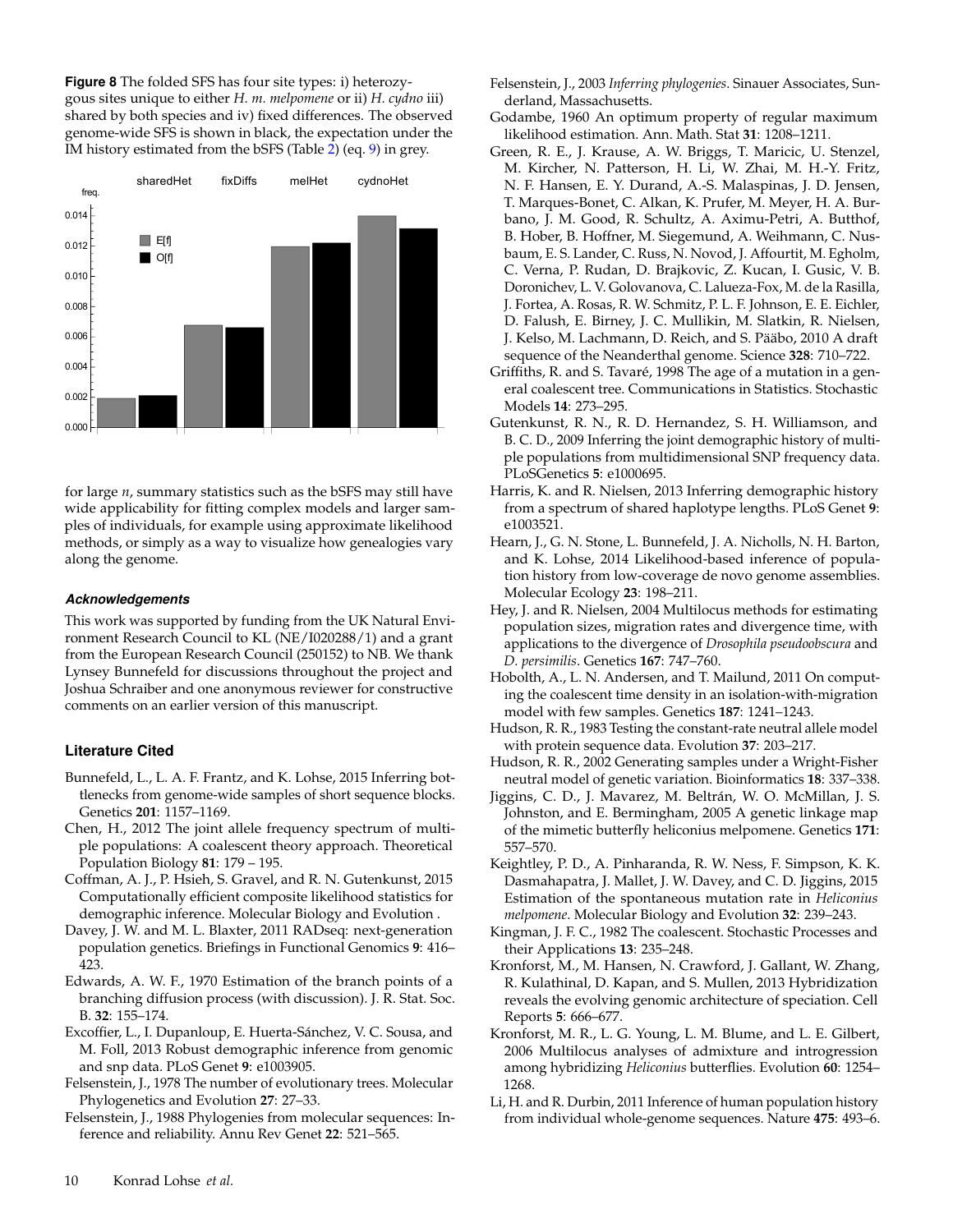**Figure 8** The folded SFS has four site types: i) heterozygous sites unique to either *H. m. melpomene* or ii) *H. cydno* iii) shared by both species and iv) fixed differences. The observed genome-wide SFS is shown in black, the expectation under the IM history estimated from the bSFS (Table 2) (eq. 9) in grey.

for large $n$, summary statistics such as the bSFS may still have wide applicability for fitting complex models and larger samples of individuals, for example using approximate likelihood methods, or simply as a way to visualize how genealogies vary along the genome.

#### Acknowledgements

This work was supported by funding from the UK Natural Environment Research Council to KL (NE/I020288/1) and a grant from the European Research Council (250152) to NB. We thank Lynsey Bunnefeld for discussions throughout the project and Joshua Schraiber and one anonymous reviewer for constructive comments on an earlier version of this manuscript.

## Literature Cited

Bunnefeld, L., L. A. F. Frantz, and K. Lohse, 2015 Inferring bottlenecks from genome-wide samples of short sequence blocks. Genetics **201**: 1157–1169.

Chen, H., 2012 The joint allele frequency spectrum of multiple populations: A coalescent theory approach. Theoretical Population Biology **81**: 179 – 195.

Coffman, A. J., P. Hsieh, S. Gravel, and R. N. Gutenkunst, 2015 Computationally efficient composite likelihood statistics for demographic inference. Molecular Biology and Evolution .

Davey, J. W. and M. L. Blaxter, 2011 RADseq: next-generation population genetics. Briefings in Functional Genomics **9**: 416–423.

Edwards, A. W. F., 1970 Estimation of the branch points of a branching diffusion process (with discussion). J. R. Stat. Soc. B. **32**: 155–174.

Excoffier, L., I. Dupanloup, E. Huerta-Sánchez, V. C. Sousa, and M. Foll, 2013 Robust demographic inference from genomic and snp data. PLoS Genet **9**: e1003905.

Felsenstein, J., 1978 The number of evolutionary trees. Molecular Phylogenetics and Evolution **27**: 27–33.

Felsenstein, J., 1988 Phylogenies from molecular sequences: Inference and reliability. Annu Rev Genet **22**: 521–565.

Felsenstein, J., 2003 *Inferring phylogenies*. Sinauer Associates, Sunderland, Massachusetts.

Godambe, 1960 An optimum property of regular maximum likelihood estimation. Ann. Math. Stat **31**: 1208–1211.

Green, R. E., J. Krause, A. W. Briggs, T. Maricic, U. Stenzel, M. Kircher, N. Patterson, H. Li, W. Zhai, M. H.-Y. Fritz, N. F. Hansen, E. Y. Durand, A.-S. Malaspinas, J. D. Jensen, T. Marques-Bonet, C. Alkan, K. Prufer, M. Meyer, H. A. Burbano, J. M. Good, R. Schultz, A. Aximu-Petri, A. Butthof, B. Hober, B. Hoffner, M. Siegemund, A. Weihmann, C. Nusbaum, E. S. Lander, C. Russ, N. Novod, J. Affourtit, M. Egholm, C. Verna, P. Rudan, D. Brajkovic, Z. Kucan, I. Gusic, V. B. Doronichev, L. V. Golovanova, C. Lalueza-Fox, M. de la Rasilla, J. Fortea, A. Rosas, R. W. Schmitz, P. L. F. Johnson, E. E. Eichler, D. Falush, E. Birney, J. C. Mullikin, M. Slatkin, R. Nielsen, J. Kelso, M. Lachmann, D. Reich, and S. Pääbo, 2010 A draft sequence of the Neanderthal genome. Science **328**: 710–722.

Griffiths, R. and S. Tavaré, 1998 The age of a mutation in a general coalescent tree. Communications in Statistics. Stochastic Models **14**: 273–295.

Gutenkunst, R. N., R. D. Hernandez, S. H. Williamson, and B. C. D., 2009 Inferring the joint demographic history of multiple populations from multidimensional SNP frequency data. PLoSGenetics **5**: e1000695.

Harris, K. and R. Nielsen, 2013 Inferring demographic history from a spectrum of shared haplotype lengths. PLoS Genet **9**: e1003521.

Hearn, J., G. N. Stone, L. Bunnefeld, J. A. Nicholls, N. H. Barton, and K. Lohse, 2014 Likelihood-based inference of population history from low-coverage de novo genome assemblies. Molecular Ecology **23**: 198–211.

Hey, J. and R. Nielsen, 2004 Multilocus methods for estimating population sizes, migration rates and divergence time, with applications to the divergence of *Drosophila pseudoobscura* and *D. persimilis*. Genetics **167**: 747–760.

Hobolth, A., L. N. Andersen, and T. Mailund, 2011 On computing the coalescent time density in an isolation-with-migration model with few samples. Genetics **187**: 1241–1243.

Hudson, R. R., 1983 Testing the constant-rate neutral allele model with protein sequence data. Evolution **37**: 203–217.

Hudson, R. R., 2002 Generating samples under a Wright-Fisher neutral model of genetic variation. Bioinformatics **18**: 337–338.

Jiggins, C. D., J. Mavarez, M. Beltrán, W. O. McMillan, J. S. Johnston, and E. Bermingham, 2005 A genetic linkage map of the mimetic butterfly heliconius melpomene. Genetics **171**: 557–570.

Keightley, P. D., A. Pinharanda, R. W. Ness, F. Simpson, K. K. Dasmahapatra, J. Mallet, J. W. Davey, and C. D. Jiggins, 2015 Estimation of the spontaneous mutation rate in *Heliconius melpomene*. Molecular Biology and Evolution **32**: 239–243.

Kingman, J. F. C., 1982 The coalescent. Stochastic Processes and their Applications **13**: 235–248.

Kronforst, M., M. Hansen, N. Crawford, J. Gallant, W. Zhang, R. Kulathinal, D. Kapan, and S. Mullen, 2013 Hybridization reveals the evolving genomic architecture of speciation. Cell Reports **5**: 666–677.

Kronforst, M. R., L. G. Young, L. M. Blume, and L. E. Gilbert, 2006 Multilocus analyses of admixture and introgression among hybridizing *Heliconius* butterflies. Evolution **60**: 1254–1268.

Li, H. and R. Durbin, 2011 Inference of human population history from individual whole-genome sequences. Nature **475**: 493–6.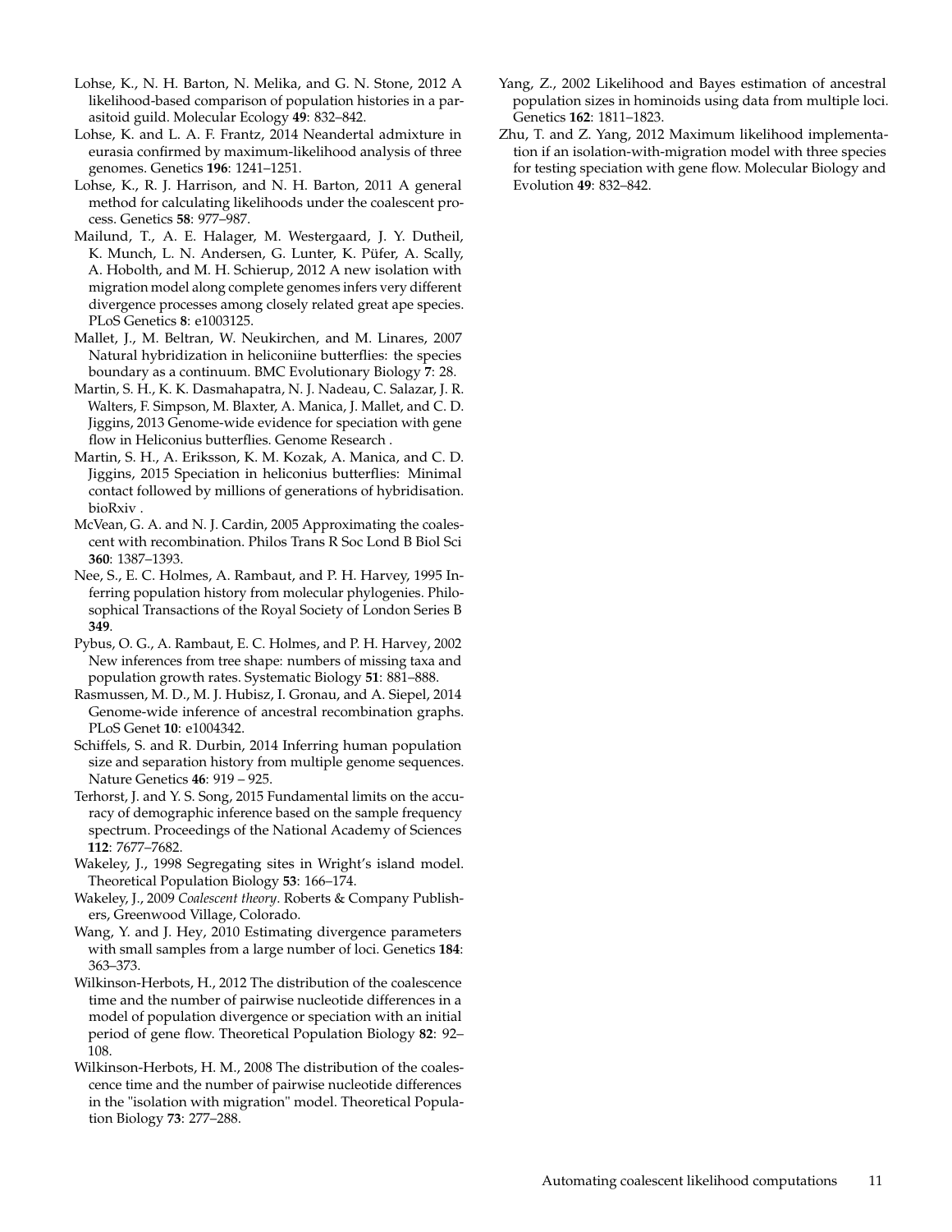Lohse, K., N. H. Barton, N. Melika, and G. N. Stone, 2012 A likelihood-based comparison of population histories in a parasitoid guild. Molecular Ecology **49**: 832–842.

Lohse, K. and L. A. F. Frantz, 2014 Neandertal admixture in eurasia confirmed by maximum-likelihood analysis of three genomes. Genetics **196**: 1241–1251.

Lohse, K., R. J. Harrison, and N. H. Barton, 2011 A general method for calculating likelihoods under the coalescent process. Genetics **58**: 977–987.

Mailund, T., A. E. Halager, M. Westergaard, J. Y. Dutheil, K. Munch, L. N. Andersen, G. Lunter, K. Püfer, A. Scally, A. Hobolth, and M. H. Schierup, 2012 A new isolation with migration model along complete genomes infers very different divergence processes among closely related great ape species. PLoS Genetics **8**: e1003125.

Mallet, J., M. Beltran, W. Neukirchen, and M. Linares, 2007 Natural hybridization in heliconiine butterflies: the species boundary as a continuum. BMC Evolutionary Biology **7**: 28.

Martin, S. H., K. K. Dasmahapatra, N. J. Nadeau, C. Salazar, J. R. Walters, F. Simpson, M. Blaxter, A. Manica, J. Mallet, and C. D. Jiggins, 2013 Genome-wide evidence for speciation with gene flow in Heliconius butterflies. Genome Research .

Martin, S. H., A. Eriksson, K. M. Kozak, A. Manica, and C. D. Jiggins, 2015 Speciation in heliconius butterflies: Minimal contact followed by millions of generations of hybridisation. bioRxiv .

McVean, G. A. and N. J. Cardin, 2005 Approximating the coalescent with recombination. Philos Trans R Soc Lond B Biol Sci **360**: 1387–1393.

Nee, S., E. C. Holmes, A. Rambaut, and P. H. Harvey, 1995 Inferring population history from molecular phylogenies. Philosophical Transactions of the Royal Society of London Series B **349**.

Pybus, O. G., A. Rambaut, E. C. Holmes, and P. H. Harvey, 2002 New inferences from tree shape: numbers of missing taxa and population growth rates. Systematic Biology **51**: 881–888.

Rasmussen, M. D., M. J. Hubisz, I. Gronau, and A. Siepel, 2014 Genome-wide inference of ancestral recombination graphs. PLoS Genet **10**: e1004342.

Schiffels, S. and R. Durbin, 2014 Inferring human population size and separation history from multiple genome sequences. Nature Genetics **46**: 919 – 925.

Terhorst, J. and Y. S. Song, 2015 Fundamental limits on the accuracy of demographic inference based on the sample frequency spectrum. Proceedings of the National Academy of Sciences **112**: 7677–7682.

Wakeley, J., 1998 Segregating sites in Wright's island model. Theoretical Population Biology **53**: 166–174.

Wakeley, J., 2009 *Coalescent theory*. Roberts & Company Publishers, Greenwood Village, Colorado.

Wang, Y. and J. Hey, 2010 Estimating divergence parameters with small samples from a large number of loci. Genetics **184**: 363–373.

Wilkinson-Herbots, H., 2012 The distribution of the coalescence time and the number of pairwise nucleotide differences in a model of population divergence or speciation with an initial period of gene flow. Theoretical Population Biology **82**: 92–108.

Wilkinson-Herbots, H. M., 2008 The distribution of the coalescence time and the number of pairwise nucleotide differences in the "isolation with migration" model. Theoretical Population Biology **73**: 277–288.

Yang, Z., 2002 Likelihood and Bayes estimation of ancestral population sizes in hominoids using data from multiple loci. Genetics **162**: 1811–1823.

Zhu, T. and Z. Yang, 2012 Maximum likelihood implementation if an isolation-with-migration model with three species for testing speciation with gene flow. Molecular Biology and Evolution **49**: 832–842.